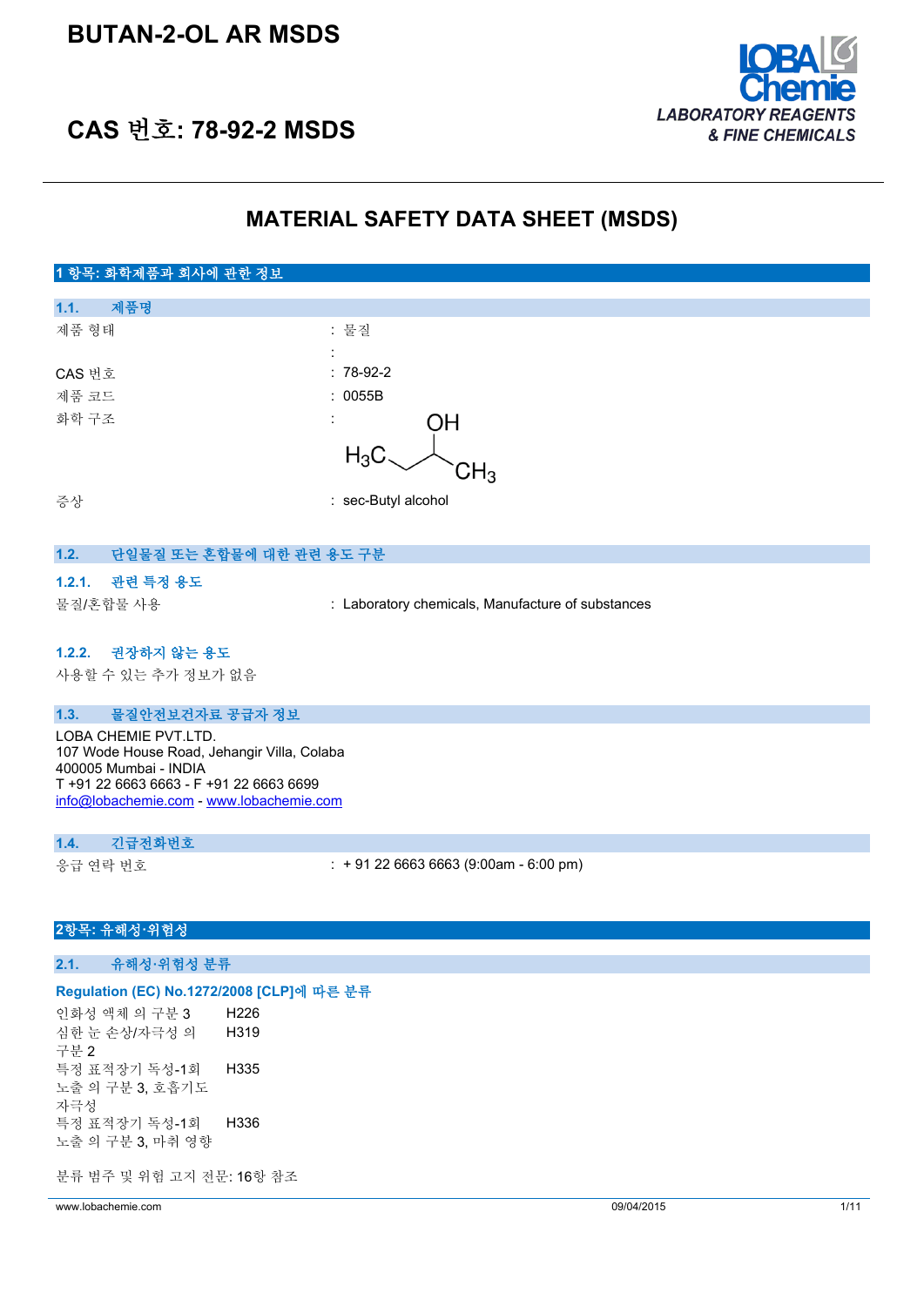# BUTAN-2-OL AR MSDS

# CAS 번호: 78-92-2 MSDS

LOBA Chemie
*LABORATORY REAGENTS & FINE CHEMICALS*

## MATERIAL SAFETY DATA SHEET (MSDS)

## 1 항목: 화학제품과 회사에 관한 정보

### 1.1. 제품명

| | |
|---|---|
| 제품 형태 | : 물질 |
| | : |
| CAS 번호 | : 78-92-2 |
| 제품 코드 | : 0055B |
| 화학 구조 | : $H_3C$–CH(OH)–$CH_3$ |
| 증상 | : sec-Butyl alcohol |

### 1.2. 단일물질 또는 혼합물에 대한 관련 용도 구분

#### 1.2.1. 관련 특정 용도

물질/혼합물 사용 : Laboratory chemicals, Manufacture of substances

#### 1.2.2. 권장하지 않는 용도

사용할 수 있는 추가 정보가 없음

### 1.3. 물질안전보건자료 공급자 정보

LOBA CHEMIE PVT.LTD.
107 Wode House Road, Jehangir Villa, Colaba
400005 Mumbai - INDIA
T +91 22 6663 6663 - F +91 22 6663 6699
info@lobachemie.com - www.lobachemie.com

### 1.4. 긴급전화번호

응급 연락 번호 : + 91 22 6663 6663 (9:00am - 6:00 pm)

## 2항목: 유해성·위험성

### 2.1. 유해성·위험성 분류

**Regulation (EC) No.1272/2008 [CLP]에 따른 분류**

| | |
|---|---|
| 인화성 액체 의 구분 3 | H226 |
| 심한 눈 손상/자극성 의 구분 2 | H319 |
| 특정 표적장기 독성-1회 노출 의 구분 3, 호흡기도 자극성 | H335 |
| 특정 표적장기 독성-1회 노출 의 구분 3, 마취 영향 | H336 |

분류 범주 및 위험 고지 전문: 16항 참조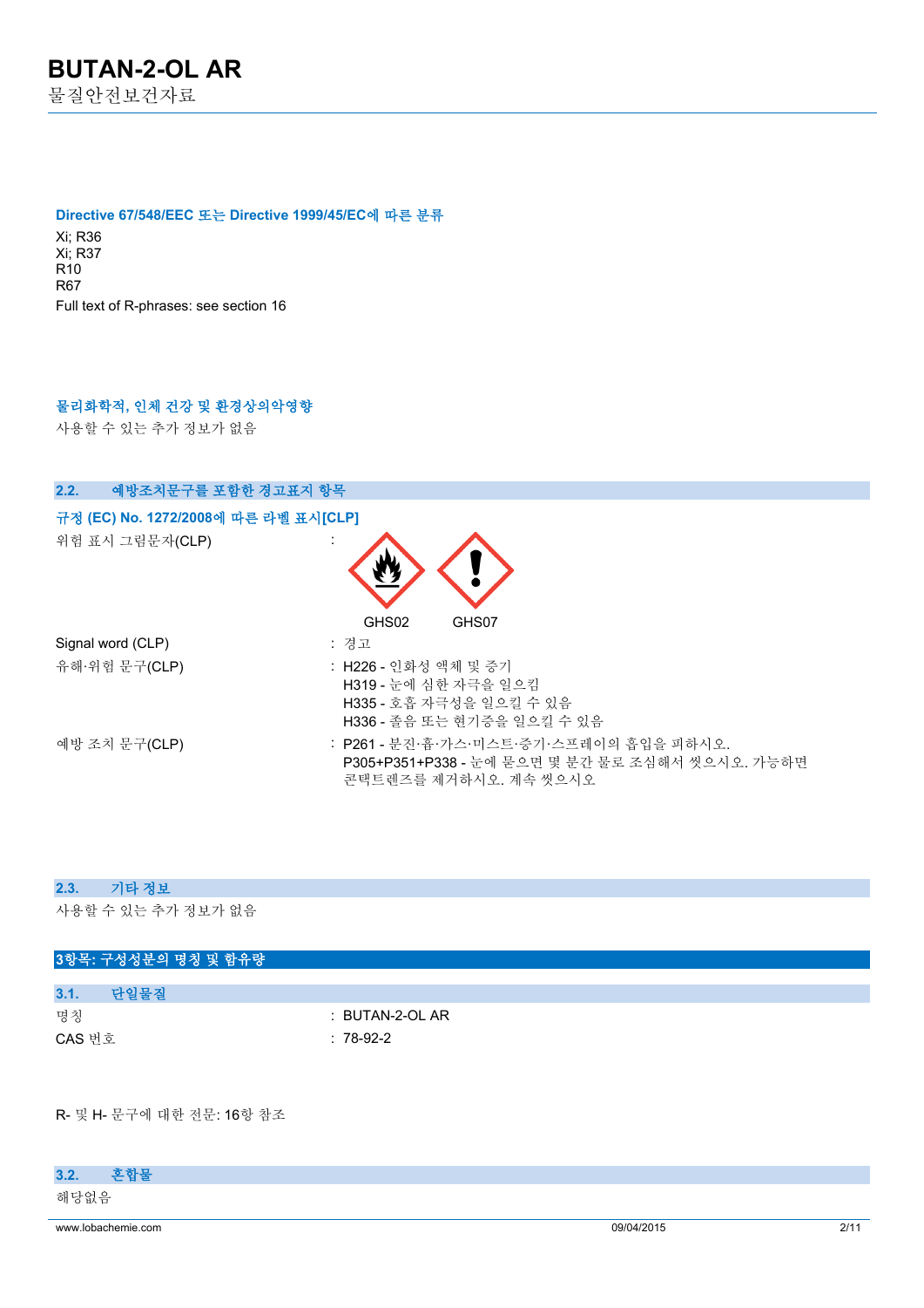#### Directive 67/548/EEC 또는 Directive 1999/45/EC에 따른 분류

Xi; R36
Xi; R37
R10
R67
Full text of R-phrases: see section 16

#### 물리화학적, 인체 건강 및 환경상의악영향

사용할 수 있는 추가 정보가 없음

### 2.2. 예방조치문구를 포함한 경고표지 항목

#### 규정 (EC) No. 1272/2008에 따른 라벨 표시[CLP]

| | |
|---|---|
| 위험 표시 그림문자(CLP) | : GHS02 GHS07 |
| Signal word (CLP) | : 경고 |
| 유해·위험 문구(CLP) | : H226 - 인화성 액체 및 증기<br>H319 - 눈에 심한 자극을 일으킴<br>H335 - 호흡 자극성을 일으킬 수 있음<br>H336 - 졸음 또는 현기증을 일으킬 수 있음 |
| 예방 조치 문구(CLP) | : P261 - 분진·흄·가스·미스트·증기·스프레이의 흡입을 피하시오.<br>P305+P351+P338 - 눈에 묻으면 몇 분간 물로 조심해서 씻으시오. 가능하면 콘택트렌즈를 제거하시오. 계속 씻으시오 |

### 2.3. 기타 정보

사용할 수 있는 추가 정보가 없음

## 3항목: 구성성분의 명칭 및 함유량

### 3.1. 단일물질

| | |
|---|---|
| 명칭 | : BUTAN-2-OL AR |
| CAS 번호 | : 78-92-2 |

R- 및 H- 문구에 대한 전문: 16항 참조

### 3.2. 혼합물

해당없음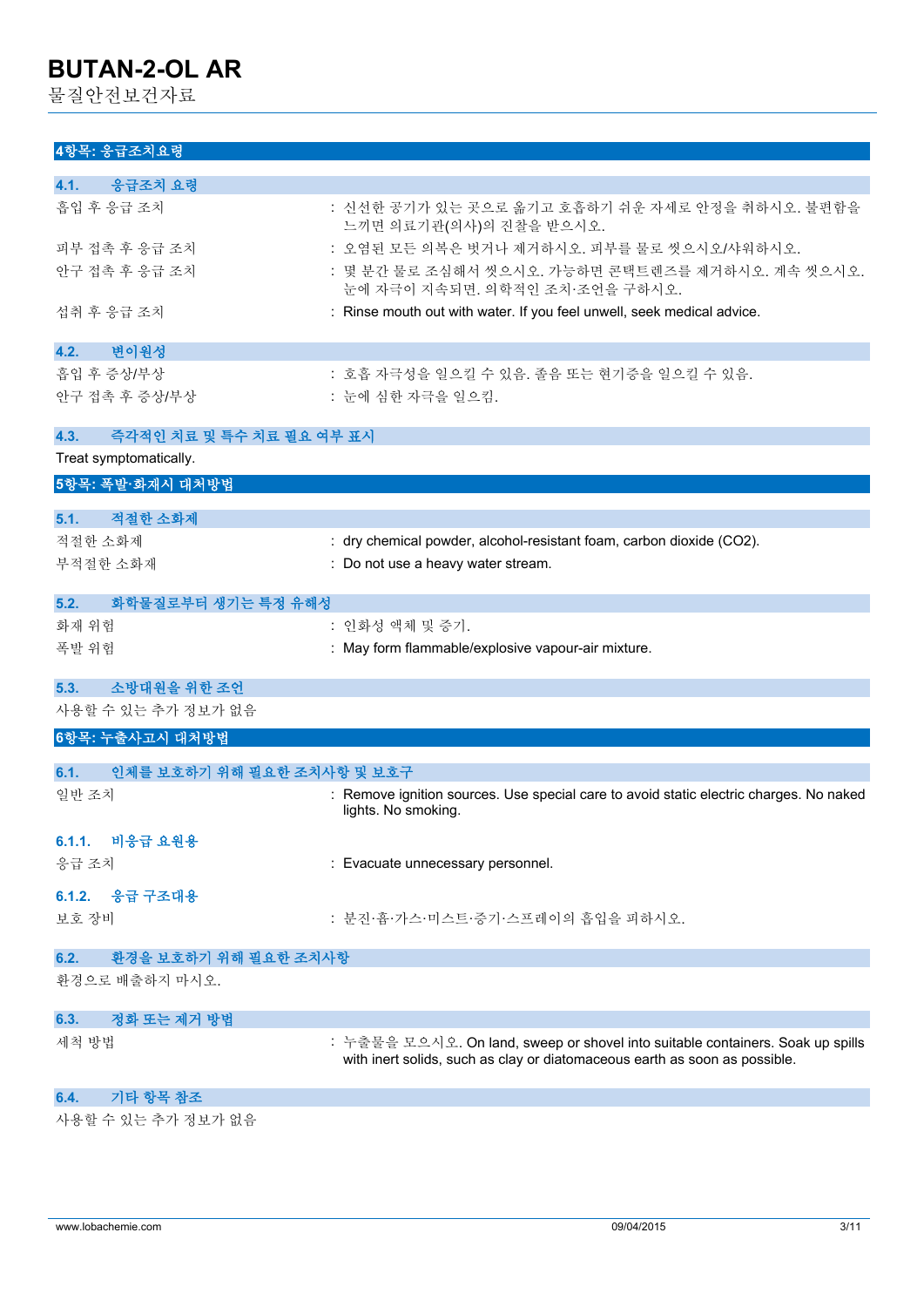## 4항목: 응급조치요령

### 4.1. 응급조치 요령

| | |
|---|---|
| 흡입 후 응급 조치 | : 신선한 공기가 있는 곳으로 옮기고 호흡하기 쉬운 자세로 안정을 취하시오. 불편함을 느끼면 의료기관(의사)의 진찰을 받으시오. |
| 피부 접촉 후 응급 조치 | : 오염된 모든 의복은 벗거나 제거하시오. 피부를 물로 씻으시오/샤워하시오. |
| 안구 접촉 후 응급 조치 | : 몇 분간 물로 조심해서 씻으시오. 가능하면 콘택트렌즈를 제거하시오. 계속 씻으시오. 눈에 자극이 지속되면. 의학적인 조치·조언을 구하시오. |
| 섭취 후 응급 조치 | : Rinse mouth out with water. If you feel unwell, seek medical advice. |

### 4.2. 변이원성

| | |
|---|---|
| 흡입 후 증상/부상 | : 호흡 자극성을 일으킬 수 있음. 졸음 또는 현기증을 일으킬 수 있음. |
| 안구 접촉 후 증상/부상 | : 눈에 심한 자극을 일으킴. |

### 4.3. 즉각적인 치료 및 특수 치료 필요 여부 표시

Treat symptomatically.

## 5항목: 폭발·화재시 대처방법

### 5.1. 적절한 소화제

| | |
|---|---|
| 적절한 소화제 | : dry chemical powder, alcohol-resistant foam, carbon dioxide ($CO_2$). |
| 부적절한 소화재 | : Do not use a heavy water stream. |

### 5.2. 화학물질로부터 생기는 특정 유해성

| | |
|---|---|
| 화재 위험 | : 인화성 액체 및 증기. |
| 폭발 위험 | : May form flammable/explosive vapour-air mixture. |

### 5.3. 소방대원을 위한 조언

사용할 수 있는 추가 정보가 없음

## 6항목: 누출사고시 대처방법

### 6.1. 인체를 보호하기 위해 필요한 조치사항 및 보호구

| | |
|---|---|
| 일반 조치 | : Remove ignition sources. Use special care to avoid static electric charges. No naked lights. No smoking. |

#### 6.1.1. 비응급 요원용

| | |
|---|---|
| 응급 조치 | : Evacuate unnecessary personnel. |

#### 6.1.2. 응급 구조대용

| | |
|---|---|
| 보호 장비 | : 분진·흄·가스·미스트·증기·스프레이의 흡입을 피하시오. |

### 6.2. 환경을 보호하기 위해 필요한 조치사항

환경으로 배출하지 마시오.

### 6.3. 정화 또는 제거 방법

| | |
|---|---|
| 세척 방법 | : 누출물을 모으시오. On land, sweep or shovel into suitable containers. Soak up spills with inert solids, such as clay or diatomaceous earth as soon as possible. |

### 6.4. 기타 항목 참조

사용할 수 있는 추가 정보가 없음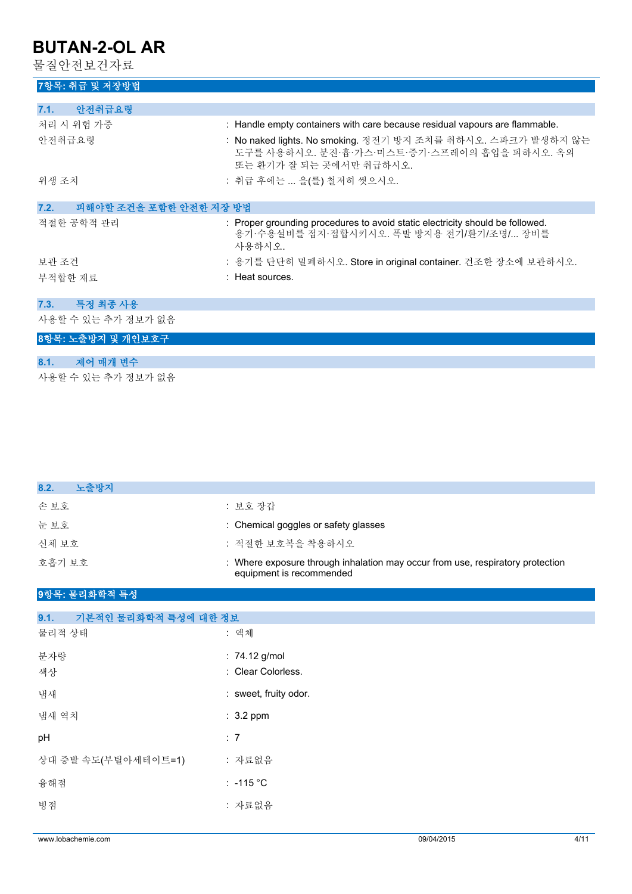## 7항목: 취급 및 저장방법

### 7.1. 안전취급요령

| | |
|---|---|
| 처리 시 위험 가중 | : Handle empty containers with care because residual vapours are flammable. |
| 안전취급요령 | : No naked lights. No smoking. 정전기 방지 조치를 취하시오. 스파크가 발생하지 않는 도구를 사용하시오. 분진·흄·가스·미스트·증기·스프레이의 흡입을 피하시오. 옥외 또는 환기가 잘 되는 곳에서만 취급하시오. |
| 위생 조치 | : 취급 후에는 ... 을(를) 철저히 씻으시오. |

### 7.2. 피해야할 조건을 포함한 안전한 저장 방법

| | |
|---|---|
| 적절한 공학적 관리 | : Proper grounding procedures to avoid static electricity should be followed. 용기·수용설비를 접지·접합시키시오. 폭발 방지용 전기/환기/조명/... 장비를 사용하시오. |
| 보관 조건 | : 용기를 단단히 밀폐하시오. Store in original container. 건조한 장소에 보관하시오. |
| 부적합한 재료 | : Heat sources. |

### 7.3. 특정 최종 사용

사용할 수 있는 추가 정보가 없음

## 8항목: 노출방지 및 개인보호구

### 8.1. 제어 매개 변수

사용할 수 있는 추가 정보가 없음

### 8.2. 노출방지

| | |
|---|---|
| 손 보호 | : 보호 장갑 |
| 눈 보호 | : Chemical goggles or safety glasses |
| 신체 보호 | : 적절한 보호복을 착용하시오 |
| 호흡기 보호 | : Where exposure through inhalation may occur from use, respiratory protection equipment is recommended |

## 9항목: 물리화학적 특성

### 9.1. 기본적인 물리화학적 특성에 대한 정보

| | |
|---|---|
| 물리적 상태 | : 액체 |
| 분자량 | : 74.12 g/mol |
| 색상 | : Clear Colorless. |
| 냄새 | : sweet, fruity odor. |
| 냄새 역치 | : 3.2 ppm |
| pH | : 7 |
| 상대 증발 속도(부틸아세테이트=1) | : 자료없음 |
| 융해점 | : -115 °C |
| 빙점 | : 자료없음 |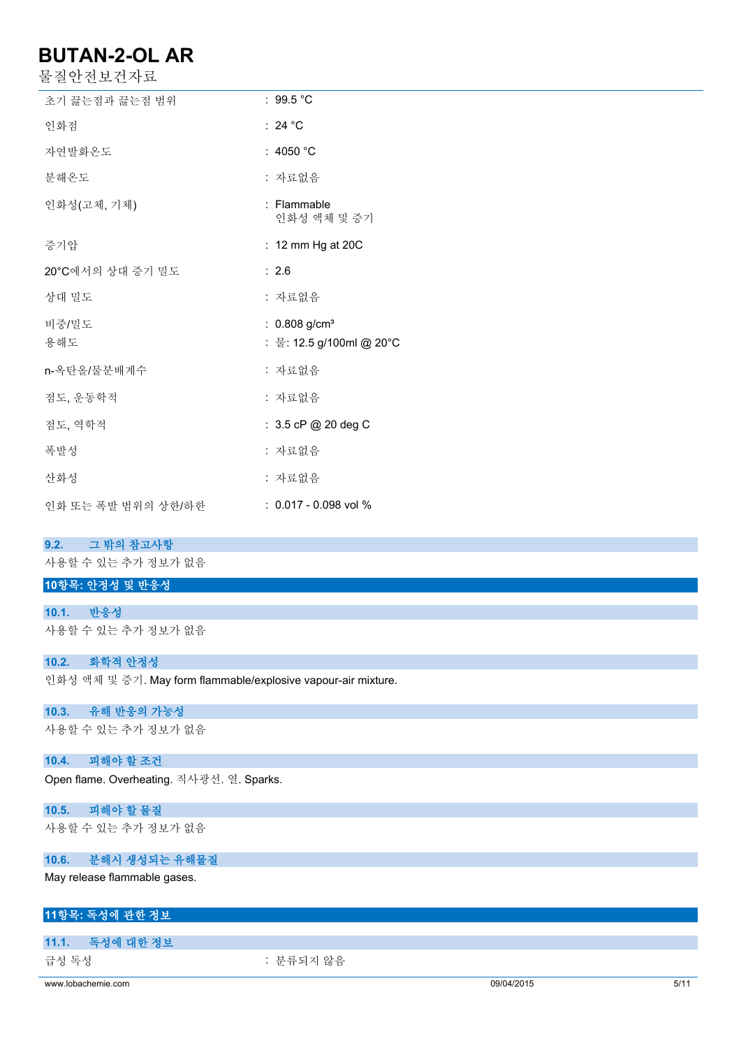| | |
|---|---|
| 초기 끓는점과 끓는점 범위 | : 99.5 °C |
| 인화점 | : 24 °C |
| 자연발화온도 | : 4050 °C |
| 분해온도 | : 자료없음 |
| 인화성(고체, 기체) | : Flammable<br>인화성 액체 및 증기 |
| 증기압 | : 12 mm Hg at 20C |
| 20°C에서의 상대 증기 밀도 | : 2.6 |
| 상대 밀도 | : 자료없음 |
| 비중/밀도 | : 0.808 g/cm³ |
| 용해도 | : 물: 12.5 g/100ml @ 20°C |
| n-옥탄올/물분배계수 | : 자료없음 |
| 점도, 운동학적 | : 자료없음 |
| 점도, 역학적 | : 3.5 cP @ 20 deg C |
| 폭발성 | : 자료없음 |
| 산화성 | : 자료없음 |
| 인화 또는 폭발 범위의 상한/하한 | : 0.017 - 0.098 vol % |

### 9.2. 그 밖의 참고사항

사용할 수 있는 추가 정보가 없음

## 10항목: 안정성 및 반응성

### 10.1. 반응성

사용할 수 있는 추가 정보가 없음

### 10.2. 화학적 안정성

인화성 액체 및 증기. May form flammable/explosive vapour-air mixture.

### 10.3. 유해 반응의 가능성

사용할 수 있는 추가 정보가 없음

### 10.4. 피해야 할 조건

Open flame. Overheating. 직사광선. 열. Sparks.

### 10.5. 피해야 할 물질

사용할 수 있는 추가 정보가 없음

### 10.6. 분해시 생성되는 유해물질

May release flammable gases.

## 11항목: 독성에 관한 정보

### 11.1. 독성에 대한 정보

| | |
|---|---|
| 급성 독성 | : 분류되지 않음 |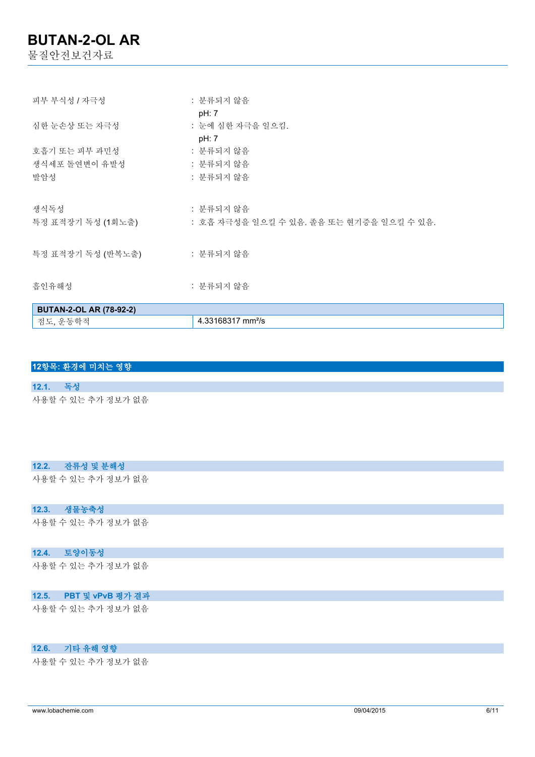피부 부식성 / 자극성 : 분류되지 않음
pH: 7

심한 눈손상 또는 자극성 : 눈에 심한 자극을 일으킴.
pH: 7

호흡기 또는 피부 과민성 : 분류되지 않음

생식세포 돌연변이 유발성 : 분류되지 않음

발암성 : 분류되지 않음

생식독성 : 분류되지 않음

특정 표적장기 독성 (1회노출) : 호흡 자극성을 일으킬 수 있음. 졸음 또는 현기증을 일으킬 수 있음.

특정 표적장기 독성 (반복노출) : 분류되지 않음

흡인유해성 : 분류되지 않음

| BUTAN-2-OL AR (78-92-2) | |
|---|---|
| 점도, 운동학적 | 4.33168317 $mm^2/s$ |

## 12항목: 환경에 미치는 영향

### 12.1. 독성

사용할 수 있는 추가 정보가 없음

### 12.2. 잔류성 및 분해성

사용할 수 있는 추가 정보가 없음

### 12.3. 생물농축성

사용할 수 있는 추가 정보가 없음

### 12.4. 토양이동성

사용할 수 있는 추가 정보가 없음

### 12.5. PBT 및 vPvB 평가 결과

사용할 수 있는 추가 정보가 없음

### 12.6. 기타 유해 영향

사용할 수 있는 추가 정보가 없음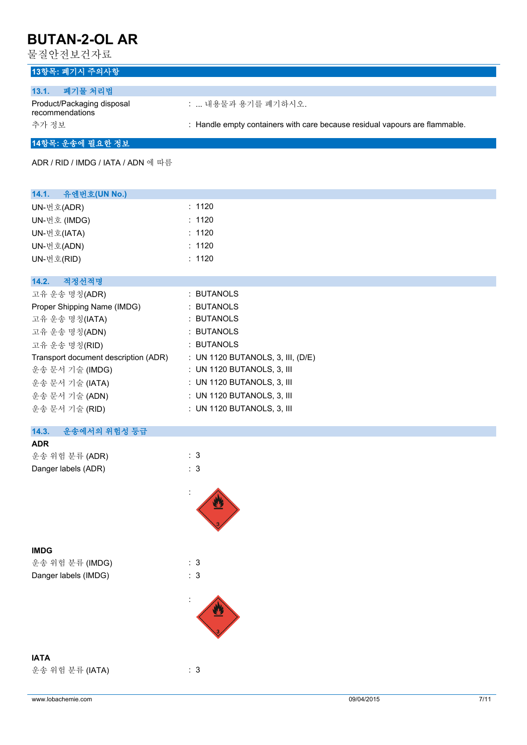## 13항목: 폐기시 주의사항

### 13.1. 폐기물 처리법

| | |
|---|---|
| Product/Packaging disposal recommendations | : ... 내용물과 용기를 폐기하시오. |
| 추가 정보 | : Handle empty containers with care because residual vapours are flammable. |

## 14항목: 운송에 필요한 정보

ADR / RID / IMDG / IATA / ADN 에 따름

### 14.1. 유엔번호(UN No.)

| | |
|---|---|
| UN-번호(ADR) | : 1120 |
| UN-번호 (IMDG) | : 1120 |
| UN-번호(IATA) | : 1120 |
| UN-번호(ADN) | : 1120 |
| UN-번호(RID) | : 1120 |

### 14.2. 적정선적명

| | |
|---|---|
| 고유 운송 명칭(ADR) | : BUTANOLS |
| Proper Shipping Name (IMDG) | : BUTANOLS |
| 고유 운송 명칭(IATA) | : BUTANOLS |
| 고유 운송 명칭(ADN) | : BUTANOLS |
| 고유 운송 명칭(RID) | : BUTANOLS |
| Transport document description (ADR) | : UN 1120 BUTANOLS, 3, III, (D/E) |
| 운송 문서 기술 (IMDG) | : UN 1120 BUTANOLS, 3, III |
| 운송 문서 기술 (IATA) | : UN 1120 BUTANOLS, 3, III |
| 운송 문서 기술 (ADN) | : UN 1120 BUTANOLS, 3, III |
| 운송 문서 기술 (RID) | : UN 1120 BUTANOLS, 3, III |

### 14.3. 운송에서의 위험성 등급

**ADR**

| | |
|---|---|
| 운송 위험 분류 (ADR) | : 3 |
| Danger labels (ADR) | : 3 |

:

**IMDG**

| | |
|---|---|
| 운송 위험 분류 (IMDG) | : 3 |
| Danger labels (IMDG) | : 3 |

:

**IATA**

| | |
|---|---|
| 운송 위험 분류 (IATA) | : 3 |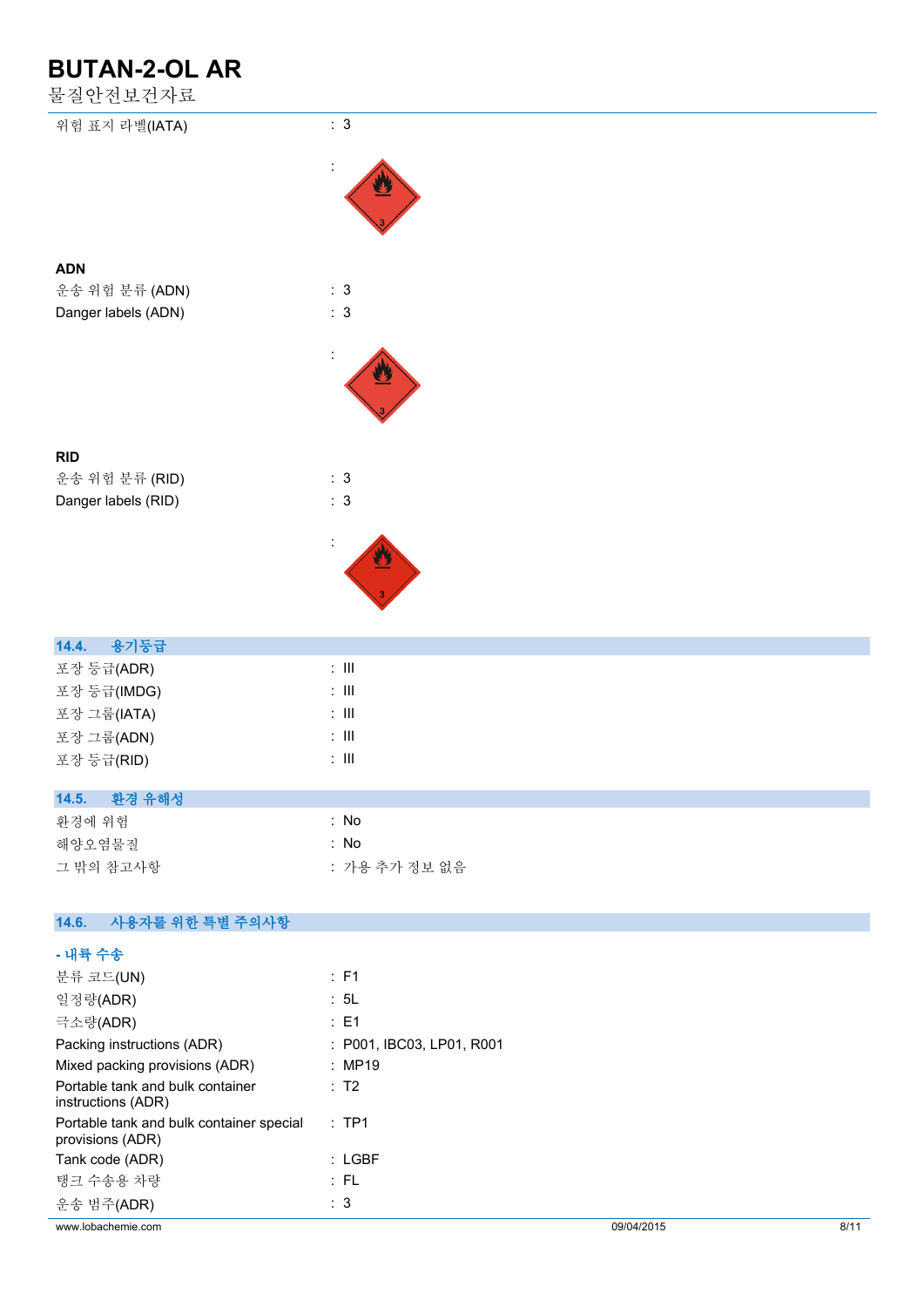위험 표지 라벨(IATA) : 3

:

**ADN**

운송 위험 분류 (ADN) : 3

Danger labels (ADN) : 3

:

**RID**

운송 위험 분류 (RID) : 3

Danger labels (RID) : 3

:

## 14.4. 용기등급

포장 등급(ADR) : III

포장 등급(IMDG) : III

포장 그룹(IATA) : III

포장 그룹(ADN) : III

포장 등급(RID) : III

## 14.5. 환경 유해성

환경에 위험 : No

해양오염물질 : No

그 밖의 참고사항 : 가용 추가 정보 없음

## 14.6. 사용자를 위한 특별 주의사항

**- 내륙 수송**

분류 코드(UN) : F1

일정량(ADR) : 5L

극소량(ADR) : E1

Packing instructions (ADR) : P001, IBC03, LP01, R001

Mixed packing provisions (ADR) : MP19

Portable tank and bulk container instructions (ADR) : T2

Portable tank and bulk container special provisions (ADR) : TP1

Tank code (ADR) : LGBF

탱크 수송용 차량 : FL

운송 범주(ADR) : 3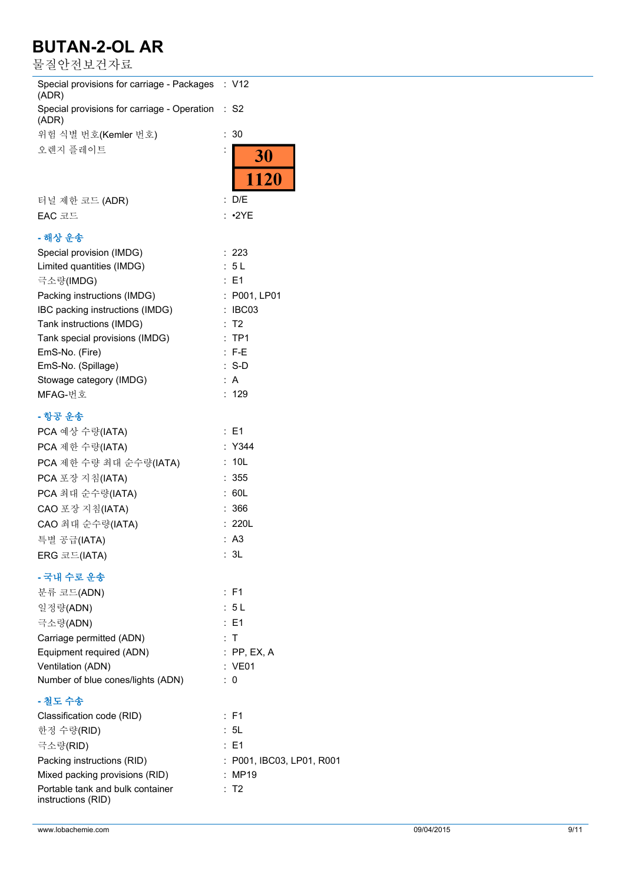| | | |
|---|---|---|
| Special provisions for carriage - Packages (ADR) | : | V12 |
| Special provisions for carriage - Operation (ADR) | : | S2 |
| 위험 식별 번호(Kemler 번호) | : | 30 |
| 오렌지 플레이트 | : | 30 / 1120 |
| 터널 제한 코드 (ADR) | : | D/E |
| EAC 코드 | : | •2YE |

**- 해상 운송**

| | | |
|---|---|---|
| Special provision (IMDG) | : | 223 |
| Limited quantities (IMDG) | : | 5 L |
| 극소량(IMDG) | : | E1 |
| Packing instructions (IMDG) | : | P001, LP01 |
| IBC packing instructions (IMDG) | : | IBC03 |
| Tank instructions (IMDG) | : | T2 |
| Tank special provisions (IMDG) | : | TP1 |
| EmS-No. (Fire) | : | F-E |
| EmS-No. (Spillage) | : | S-D |
| Stowage category (IMDG) | : | A |
| MFAG-번호 | : | 129 |

**- 항공 운송**

| | | |
|---|---|---|
| PCA 예상 수량(IATA) | : | E1 |
| PCA 제한 수량(IATA) | : | Y344 |
| PCA 제한 수량 최대 순수량(IATA) | : | 10L |
| PCA 포장 지침(IATA) | : | 355 |
| PCA 최대 순수량(IATA) | : | 60L |
| CAO 포장 지침(IATA) | : | 366 |
| CAO 최대 순수량(IATA) | : | 220L |
| 특별 공급(IATA) | : | A3 |
| ERG 코드(IATA) | : | 3L |

**- 국내 수로 운송**

| | | |
|---|---|---|
| 분류 코드(ADN) | : | F1 |
| 일정량(ADN) | : | 5 L |
| 극소량(ADN) | : | E1 |
| Carriage permitted (ADN) | : | T |
| Equipment required (ADN) | : | PP, EX, A |
| Ventilation (ADN) | : | VE01 |
| Number of blue cones/lights (ADN) | : | 0 |

**- 철도 수송**

| | | |
|---|---|---|
| Classification code (RID) | : | F1 |
| 한정 수량(RID) | : | 5L |
| 극소량(RID) | : | E1 |
| Packing instructions (RID) | : | P001, IBC03, LP01, R001 |
| Mixed packing provisions (RID) | : | MP19 |
| Portable tank and bulk container instructions (RID) | : | T2 |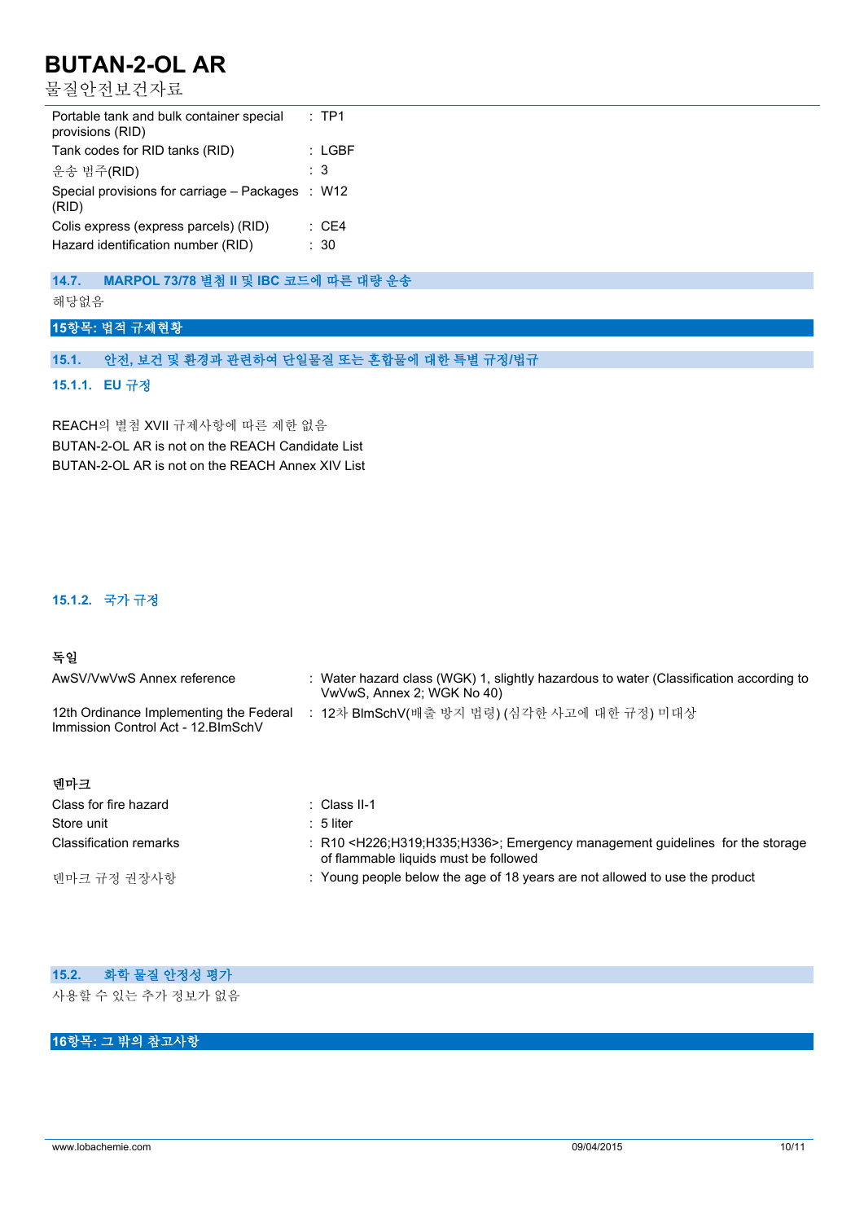| | | |
|---|---|---|
| Portable tank and bulk container special provisions (RID) | : | TP1 |
| Tank codes for RID tanks (RID) | : | LGBF |
| 운송 범주(RID) | : | 3 |
| Special provisions for carriage – Packages (RID) | : | W12 |
| Colis express (express parcels) (RID) | : | CE4 |
| Hazard identification number (RID) | : | 30 |

### 14.7. MARPOL 73/78 별첨 II 및 IBC 코드에 따른 대량 운송

해당없음

## 15항목: 법적 규제현황

### 15.1. 안전, 보건 및 환경과 관련하여 단일물질 또는 혼합물에 대한 특별 규정/법규

#### 15.1.1. EU 규정

REACH의 별첨 XVII 규제사항에 따른 제한 없음

BUTAN-2-OL AR is not on the REACH Candidate List

BUTAN-2-OL AR is not on the REACH Annex XIV List

#### 15.1.2. 국가 규정

**독일**

| | | |
|---|---|---|
| AwSV/VwVwS Annex reference | : | Water hazard class (WGK) 1, slightly hazardous to water (Classification according to VwVwS, Annex 2; WGK No 40) |
| 12th Ordinance Implementing the Federal Immission Control Act - 12.BImSchV | : | 12차 BImSchV(배출 방지 법령) (심각한 사고에 대한 규정) 미대상 |

**덴마크**

| | | |
|---|---|---|
| Class for fire hazard | : | Class II-1 |
| Store unit | : | 5 liter |
| Classification remarks | : | R10 <H226;H319;H335;H336>; Emergency management guidelines for the storage of flammable liquids must be followed |
| 덴마크 규정 권장사항 | : | Young people below the age of 18 years are not allowed to use the product |

### 15.2. 화학 물질 안정성 평가

사용할 수 있는 추가 정보가 없음

## 16항목: 그 밖의 참고사항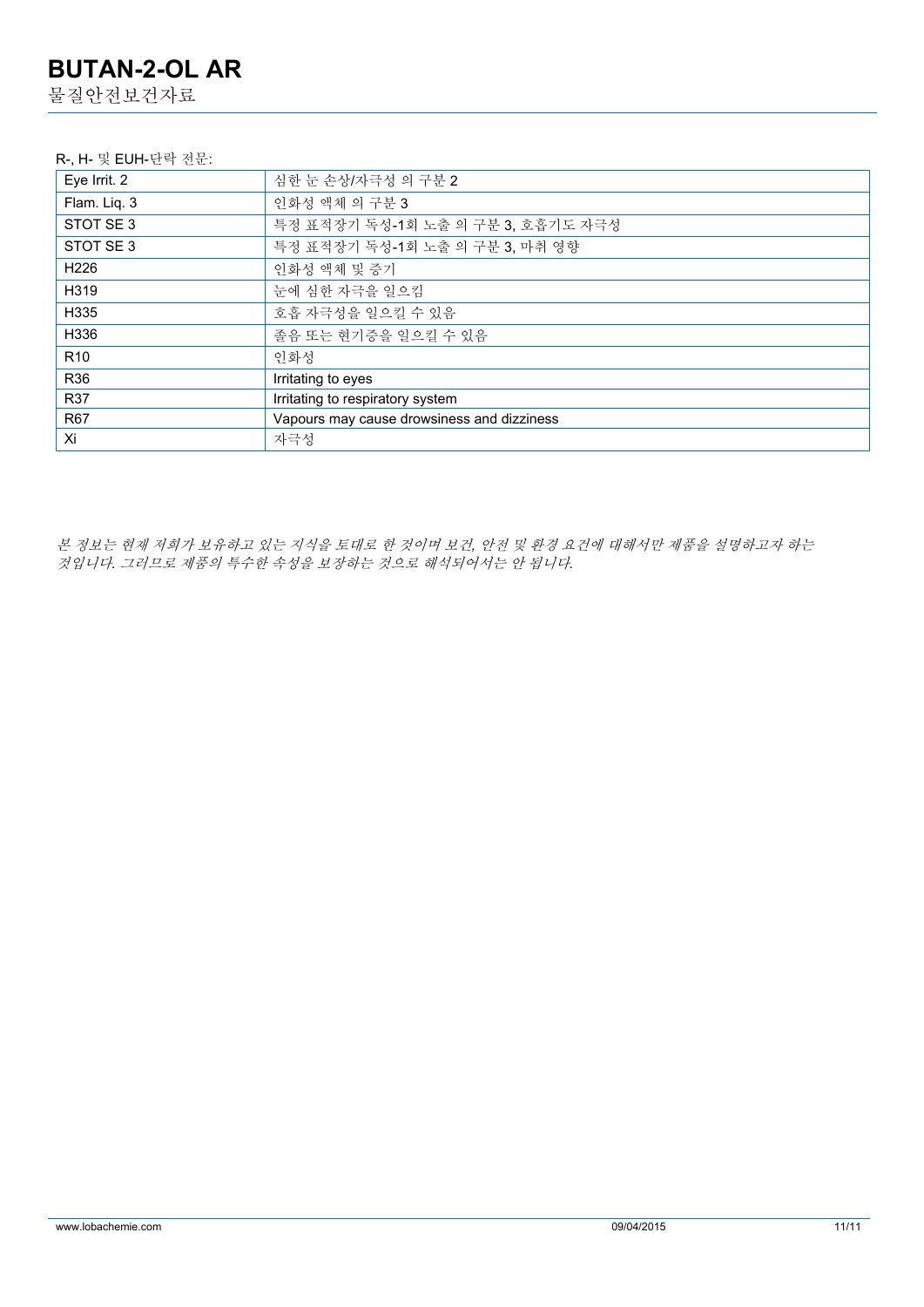R-, H- 및 EUH-단락 전문:

| | |
|---|---|
| Eye Irrit. 2 | 심한 눈 손상/자극성 의 구분 2 |
| Flam. Liq. 3 | 인화성 액체 의 구분 3 |
| STOT SE 3 | 특정 표적장기 독성-1회 노출 의 구분 3, 호흡기도 자극성 |
| STOT SE 3 | 특정 표적장기 독성-1회 노출 의 구분 3, 마취 영향 |
| H226 | 인화성 액체 및 증기 |
| H319 | 눈에 심한 자극을 일으킴 |
| H335 | 호흡 자극성을 일으킬 수 있음 |
| H336 | 졸음 또는 현기증을 일으킬 수 있음 |
| R10 | 인화성 |
| R36 | Irritating to eyes |
| R37 | Irritating to respiratory system |
| R67 | Vapours may cause drowsiness and dizziness |
| Xi | 자극성 |

*본 정보는 현재 저희가 보유하고 있는 지식을 토대로 한 것이며 보건, 안전 및 환경 요건에 대해서만 제품을 설명하고자 하는 것입니다. 그러므로 제품의 특수한 속성을 보장하는 것으로 해석되어서는 안 됩니다.*